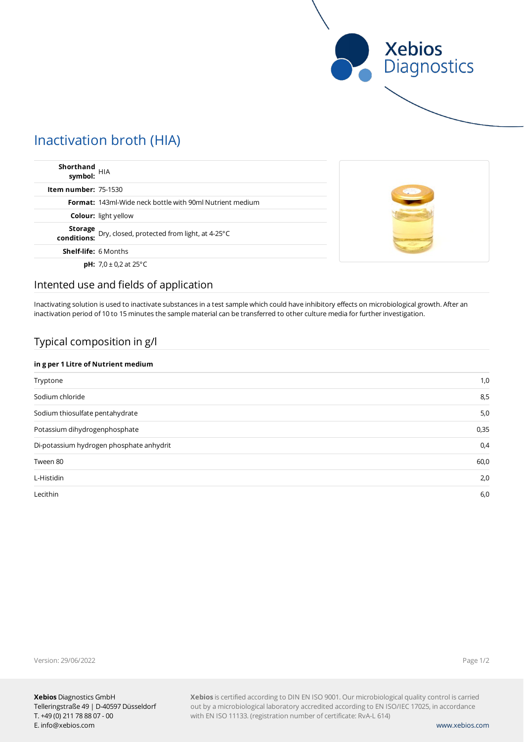# Inactivation broth (HIA)

| | |
|---|---|
| **Shorthand symbol:** | HIA |
| **Item number:** | 75-1530 |
| **Format:** | 143ml-Wide neck bottle with 90ml Nutrient medium |
| **Colour:** | light yellow |
| **Storage conditions:** | Dry, closed, protected from light, at 4-25°C |
| **Shelf-life:** | 6 Months |
| **pH:** | 7,0 ± 0,2 at 25°C |

## Intented use and fields of application

Inactivating solution is used to inactivate substances in a test sample which could have inhibitory effects on microbiological growth. After an inactivation period of 10 to 15 minutes the sample material can be transferred to other culture media for further investigation.

## Typical composition in g/l

| in g per 1 Litre of Nutrient medium | |
|---|---|
| Tryptone | 1,0 |
| Sodium chloride | 8,5 |
| Sodium thiosulfate pentahydrate | 5,0 |
| Potassium dihydrogenphosphate | 0,35 |
| Di-potassium hydrogen phosphate anhydrit | 0,4 |
| Tween 80 | 60,0 |
| L-Histidin | 2,0 |
| Lecithin | 6,0 |

Version: 29/06/2022

**Xebios** Diagnostics GmbH
Telleringstraße 49 | D-40597 Düsseldorf
T. +49 (0) 211 78 88 07 - 00
E. info@xebios.com

**Xebios** is certified according to DIN EN ISO 9001. Our microbiological quality control is carried out by a microbiological laboratory accredited according to EN ISO/IEC 17025, in accordance with EN ISO 11133. (registration number of certificate: RvA-L 614)

www.xebios.com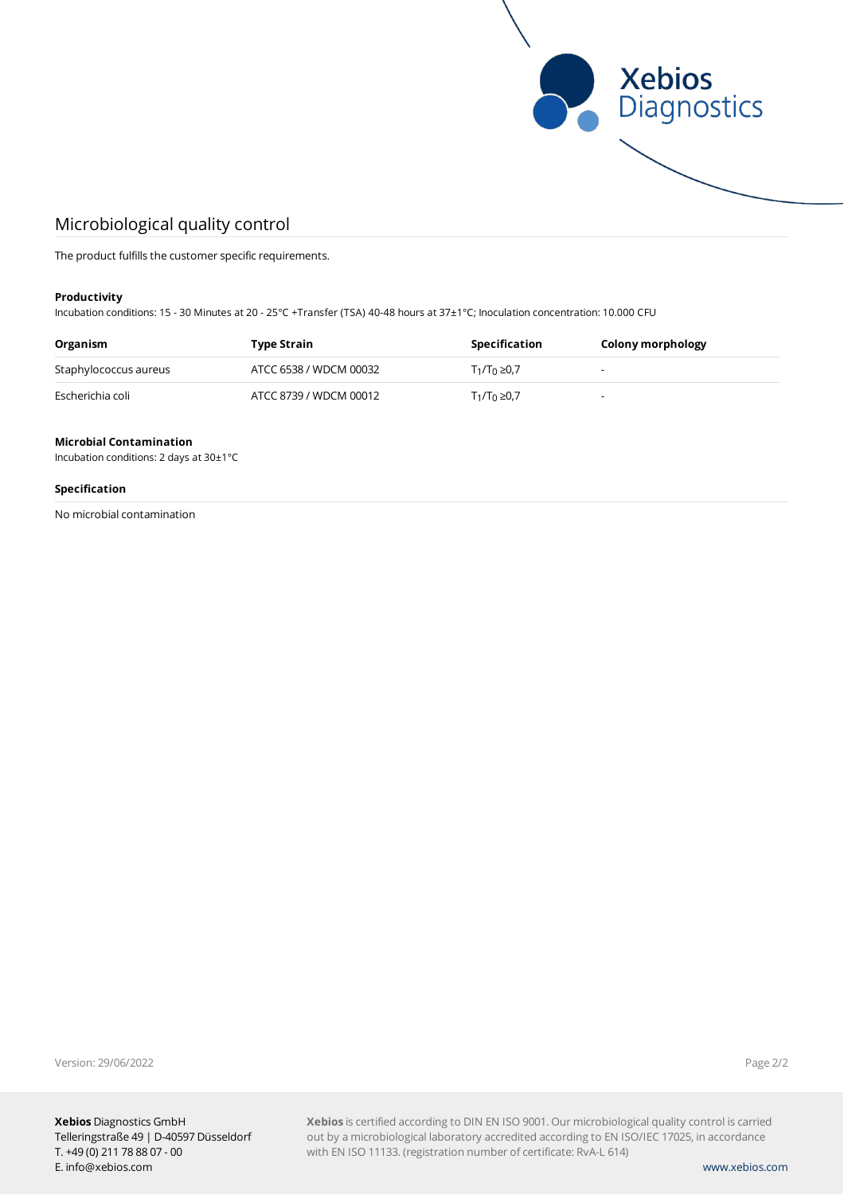## Microbiological quality control

The product fulfills the customer specific requirements.

**Productivity**

Incubation conditions: 15 - 30 Minutes at 20 - 25°C +Transfer (TSA) 40-48 hours at 37±1°C; Inoculation concentration: 10.000 CFU

| Organism | Type Strain | Specification | Colony morphology |
|---|---|---|---|
| Staphylococcus aureus | ATCC 6538 / WDCM 00032 | $T_1/T_0 \geq 0{,}7$ | - |
| Escherichia coli | ATCC 8739 / WDCM 00012 | $T_1/T_0 \geq 0{,}7$ | - |

**Microbial Contamination**

Incubation conditions: 2 days at 30±1°C

**Specification**

No microbial contamination

Version: 29/06/2022

**Xebios** Diagnostics GmbH
Telleringstraße 49 | D-40597 Düsseldorf
T. +49 (0) 211 78 88 07 - 00
E. info@xebios.com

**Xebios** is certified according to DIN EN ISO 9001. Our microbiological quality control is carried out by a microbiological laboratory accredited according to EN ISO/IEC 17025, in accordance with EN ISO 11133. (registration number of certificate: RvA-L 614)

www.xebios.com